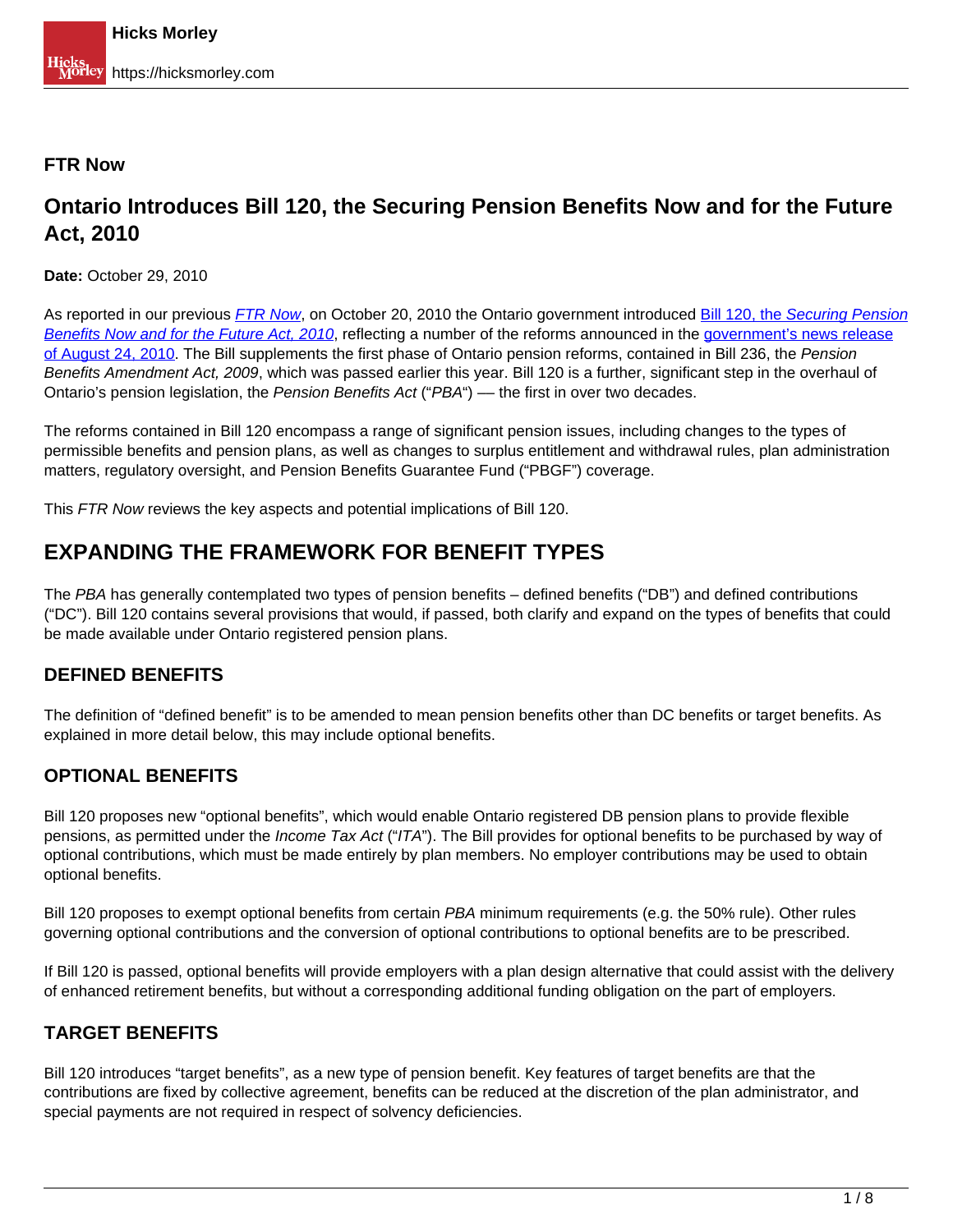**FTR Now**

# Ontario Introduces Bill 120, the Securing Pension Benefits Now and for the Future Act, 2010

**Date:** October 29, 2010

As reported in our previous *FTR Now*, on October 20, 2010 the Ontario government introduced Bill 120, the *Securing Pension Benefits Now and for the Future Act, 2010*, reflecting a number of the reforms announced in the government's news release of August 24, 2010. The Bill supplements the first phase of Ontario pension reforms, contained in Bill 236, the *Pension Benefits Amendment Act, 2009*, which was passed earlier this year. Bill 120 is a further, significant step in the overhaul of Ontario's pension legislation, the *Pension Benefits Act* ("*PBA*") — the first in over two decades.

The reforms contained in Bill 120 encompass a range of significant pension issues, including changes to the types of permissible benefits and pension plans, as well as changes to surplus entitlement and withdrawal rules, plan administration matters, regulatory oversight, and Pension Benefits Guarantee Fund ("PBGF") coverage.

This *FTR Now* reviews the key aspects and potential implications of Bill 120.

## EXPANDING THE FRAMEWORK FOR BENEFIT TYPES

The *PBA* has generally contemplated two types of pension benefits – defined benefits ("DB") and defined contributions ("DC"). Bill 120 contains several provisions that would, if passed, both clarify and expand on the types of benefits that could be made available under Ontario registered pension plans.

### DEFINED BENEFITS

The definition of "defined benefit" is to be amended to mean pension benefits other than DC benefits or target benefits. As explained in more detail below, this may include optional benefits.

### OPTIONAL BENEFITS

Bill 120 proposes new "optional benefits", which would enable Ontario registered DB pension plans to provide flexible pensions, as permitted under the *Income Tax Act* ("*ITA*"). The Bill provides for optional benefits to be purchased by way of optional contributions, which must be made entirely by plan members. No employer contributions may be used to obtain optional benefits.

Bill 120 proposes to exempt optional benefits from certain *PBA* minimum requirements (e.g. the 50% rule). Other rules governing optional contributions and the conversion of optional contributions to optional benefits are to be prescribed.

If Bill 120 is passed, optional benefits will provide employers with a plan design alternative that could assist with the delivery of enhanced retirement benefits, but without a corresponding additional funding obligation on the part of employers.

### TARGET BENEFITS

Bill 120 introduces "target benefits", as a new type of pension benefit. Key features of target benefits are that the contributions are fixed by collective agreement, benefits can be reduced at the discretion of the plan administrator, and special payments are not required in respect of solvency deficiencies.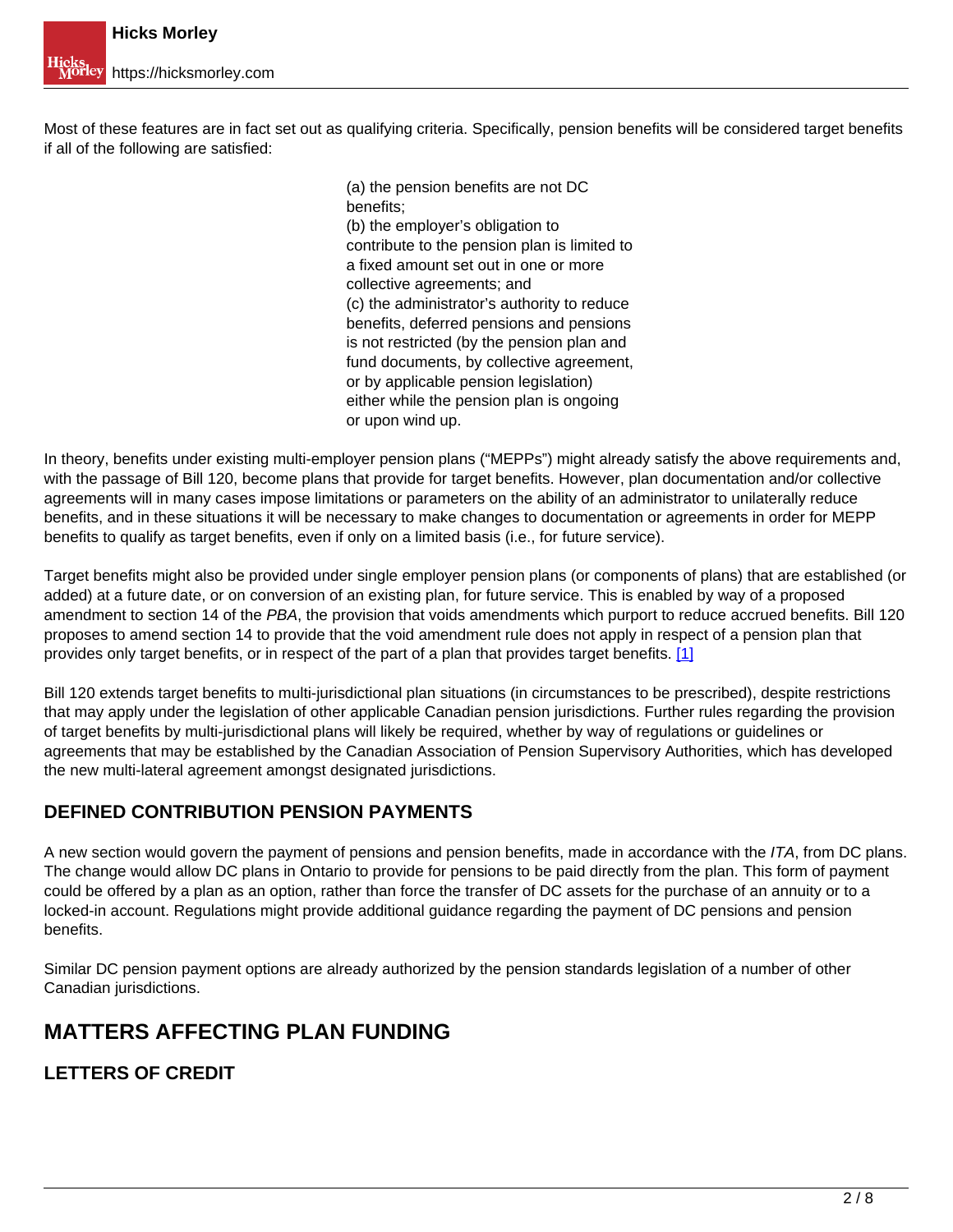Most of these features are in fact set out as qualifying criteria. Specifically, pension benefits will be considered target benefits if all of the following are satisfied:

> (a) the pension benefits are not DC benefits;
> (b) the employer's obligation to contribute to the pension plan is limited to a fixed amount set out in one or more collective agreements; and
> (c) the administrator's authority to reduce benefits, deferred pensions and pensions is not restricted (by the pension plan and fund documents, by collective agreement, or by applicable pension legislation) either while the pension plan is ongoing or upon wind up.

In theory, benefits under existing multi-employer pension plans ("MEPPs") might already satisfy the above requirements and, with the passage of Bill 120, become plans that provide for target benefits. However, plan documentation and/or collective agreements will in many cases impose limitations or parameters on the ability of an administrator to unilaterally reduce benefits, and in these situations it will be necessary to make changes to documentation or agreements in order for MEPP benefits to qualify as target benefits, even if only on a limited basis (i.e., for future service).

Target benefits might also be provided under single employer pension plans (or components of plans) that are established (or added) at a future date, or on conversion of an existing plan, for future service. This is enabled by way of a proposed amendment to section 14 of the *PBA*, the provision that voids amendments which purport to reduce accrued benefits. Bill 120 proposes to amend section 14 to provide that the void amendment rule does not apply in respect of a pension plan that provides only target benefits, or in respect of the part of a plan that provides target benefits. [1]

Bill 120 extends target benefits to multi-jurisdictional plan situations (in circumstances to be prescribed), despite restrictions that may apply under the legislation of other applicable Canadian pension jurisdictions. Further rules regarding the provision of target benefits by multi-jurisdictional plans will likely be required, whether by way of regulations or guidelines or agreements that may be established by the Canadian Association of Pension Supervisory Authorities, which has developed the new multi-lateral agreement amongst designated jurisdictions.

### DEFINED CONTRIBUTION PENSION PAYMENTS

A new section would govern the payment of pensions and pension benefits, made in accordance with the *ITA*, from DC plans. The change would allow DC plans in Ontario to provide for pensions to be paid directly from the plan. This form of payment could be offered by a plan as an option, rather than force the transfer of DC assets for the purchase of an annuity or to a locked-in account. Regulations might provide additional guidance regarding the payment of DC pensions and pension benefits.

Similar DC pension payment options are already authorized by the pension standards legislation of a number of other Canadian jurisdictions.

## MATTERS AFFECTING PLAN FUNDING

### LETTERS OF CREDIT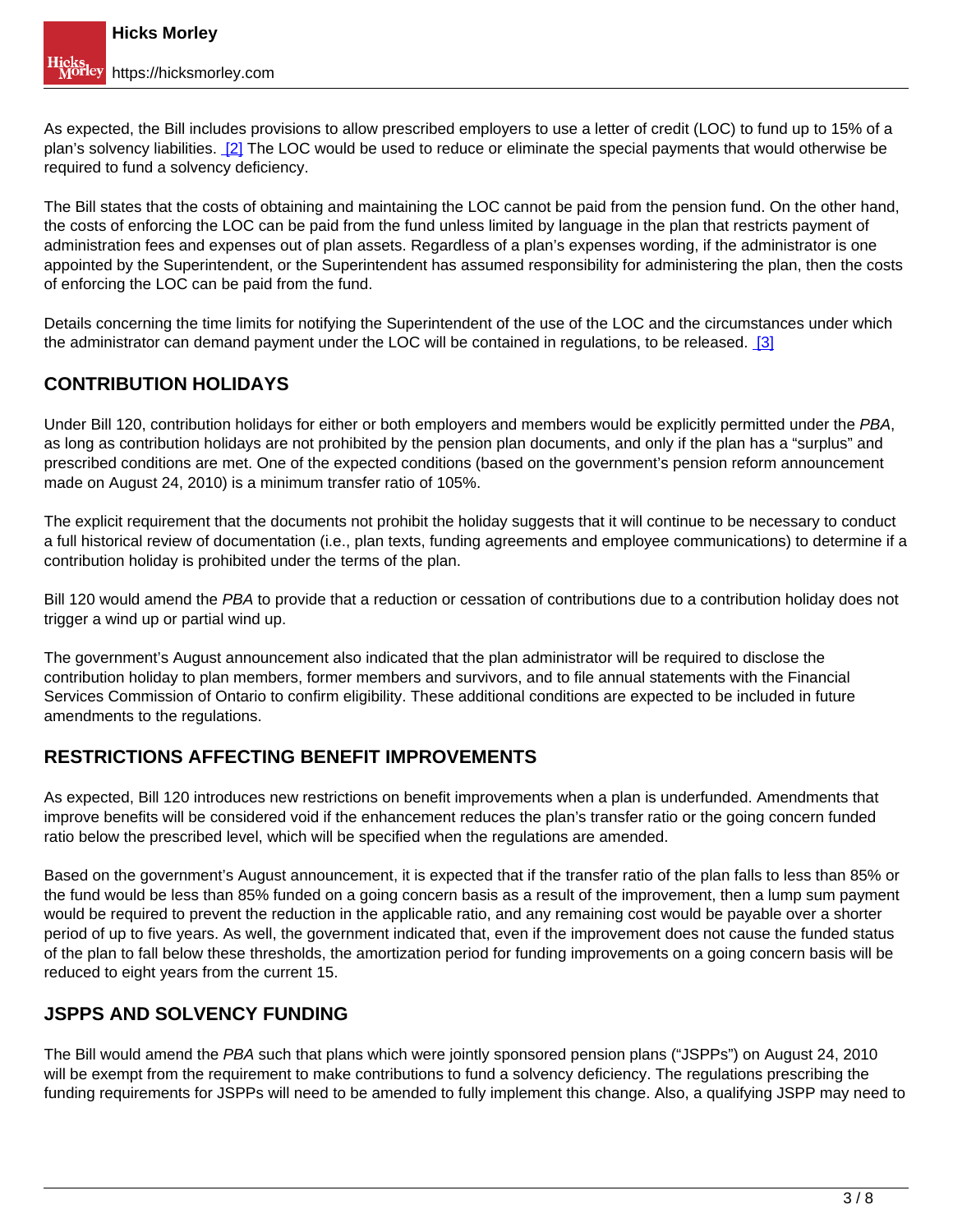As expected, the Bill includes provisions to allow prescribed employers to use a letter of credit (LOC) to fund up to 15% of a plan's solvency liabilities. [2] The LOC would be used to reduce or eliminate the special payments that would otherwise be required to fund a solvency deficiency.

The Bill states that the costs of obtaining and maintaining the LOC cannot be paid from the pension fund. On the other hand, the costs of enforcing the LOC can be paid from the fund unless limited by language in the plan that restricts payment of administration fees and expenses out of plan assets. Regardless of a plan's expenses wording, if the administrator is one appointed by the Superintendent, or the Superintendent has assumed responsibility for administering the plan, then the costs of enforcing the LOC can be paid from the fund.

Details concerning the time limits for notifying the Superintendent of the use of the LOC and the circumstances under which the administrator can demand payment under the LOC will be contained in regulations, to be released. [3]

## CONTRIBUTION HOLIDAYS

Under Bill 120, contribution holidays for either or both employers and members would be explicitly permitted under the *PBA*, as long as contribution holidays are not prohibited by the pension plan documents, and only if the plan has a "surplus" and prescribed conditions are met. One of the expected conditions (based on the government's pension reform announcement made on August 24, 2010) is a minimum transfer ratio of 105%.

The explicit requirement that the documents not prohibit the holiday suggests that it will continue to be necessary to conduct a full historical review of documentation (i.e., plan texts, funding agreements and employee communications) to determine if a contribution holiday is prohibited under the terms of the plan.

Bill 120 would amend the *PBA* to provide that a reduction or cessation of contributions due to a contribution holiday does not trigger a wind up or partial wind up.

The government's August announcement also indicated that the plan administrator will be required to disclose the contribution holiday to plan members, former members and survivors, and to file annual statements with the Financial Services Commission of Ontario to confirm eligibility. These additional conditions are expected to be included in future amendments to the regulations.

## RESTRICTIONS AFFECTING BENEFIT IMPROVEMENTS

As expected, Bill 120 introduces new restrictions on benefit improvements when a plan is underfunded. Amendments that improve benefits will be considered void if the enhancement reduces the plan's transfer ratio or the going concern funded ratio below the prescribed level, which will be specified when the regulations are amended.

Based on the government's August announcement, it is expected that if the transfer ratio of the plan falls to less than 85% or the fund would be less than 85% funded on a going concern basis as a result of the improvement, then a lump sum payment would be required to prevent the reduction in the applicable ratio, and any remaining cost would be payable over a shorter period of up to five years. As well, the government indicated that, even if the improvement does not cause the funded status of the plan to fall below these thresholds, the amortization period for funding improvements on a going concern basis will be reduced to eight years from the current 15.

## JSPPS AND SOLVENCY FUNDING

The Bill would amend the *PBA* such that plans which were jointly sponsored pension plans ("JSPPs") on August 24, 2010 will be exempt from the requirement to make contributions to fund a solvency deficiency. The regulations prescribing the funding requirements for JSPPs will need to be amended to fully implement this change. Also, a qualifying JSPP may need to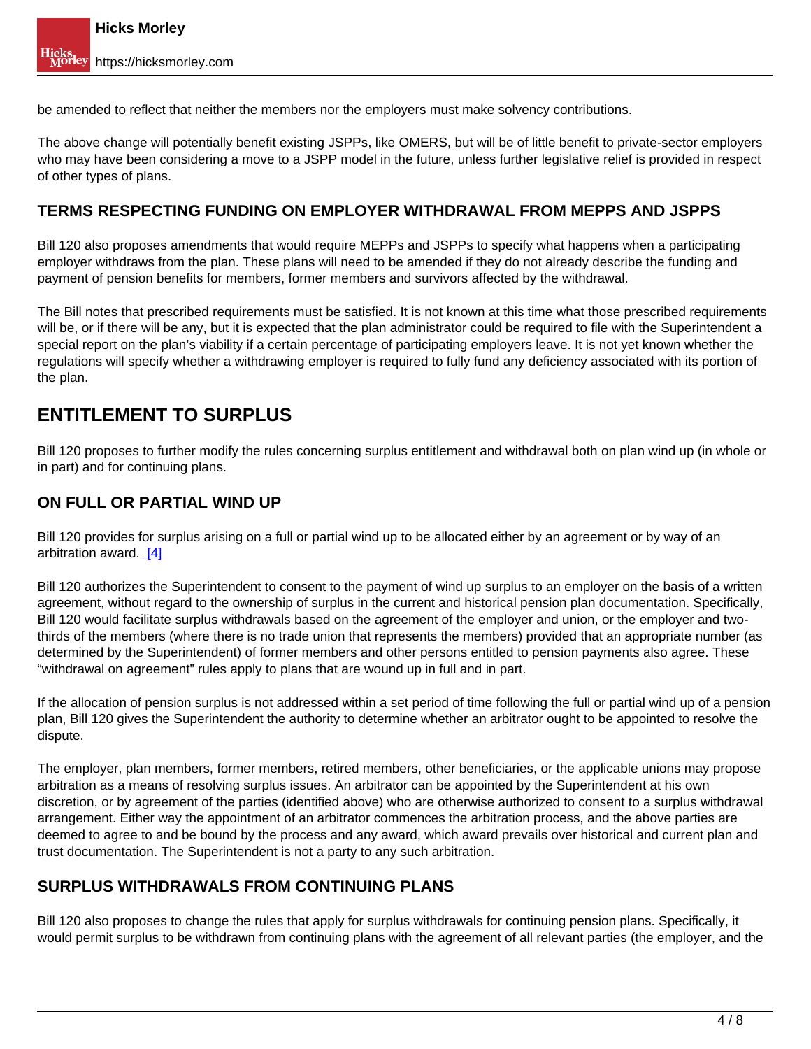be amended to reflect that neither the members nor the employers must make solvency contributions.

The above change will potentially benefit existing JSPPs, like OMERS, but will be of little benefit to private-sector employers who may have been considering a move to a JSPP model in the future, unless further legislative relief is provided in respect of other types of plans.

### TERMS RESPECTING FUNDING ON EMPLOYER WITHDRAWAL FROM MEPPS AND JSPPS

Bill 120 also proposes amendments that would require MEPPs and JSPPs to specify what happens when a participating employer withdraws from the plan. These plans will need to be amended if they do not already describe the funding and payment of pension benefits for members, former members and survivors affected by the withdrawal.

The Bill notes that prescribed requirements must be satisfied. It is not known at this time what those prescribed requirements will be, or if there will be any, but it is expected that the plan administrator could be required to file with the Superintendent a special report on the plan's viability if a certain percentage of participating employers leave. It is not yet known whether the regulations will specify whether a withdrawing employer is required to fully fund any deficiency associated with its portion of the plan.

## ENTITLEMENT TO SURPLUS

Bill 120 proposes to further modify the rules concerning surplus entitlement and withdrawal both on plan wind up (in whole or in part) and for continuing plans.

### ON FULL OR PARTIAL WIND UP

Bill 120 provides for surplus arising on a full or partial wind up to be allocated either by an agreement or by way of an arbitration award. [4]

Bill 120 authorizes the Superintendent to consent to the payment of wind up surplus to an employer on the basis of a written agreement, without regard to the ownership of surplus in the current and historical pension plan documentation. Specifically, Bill 120 would facilitate surplus withdrawals based on the agreement of the employer and union, or the employer and two-thirds of the members (where there is no trade union that represents the members) provided that an appropriate number (as determined by the Superintendent) of former members and other persons entitled to pension payments also agree. These "withdrawal on agreement" rules apply to plans that are wound up in full and in part.

If the allocation of pension surplus is not addressed within a set period of time following the full or partial wind up of a pension plan, Bill 120 gives the Superintendent the authority to determine whether an arbitrator ought to be appointed to resolve the dispute.

The employer, plan members, former members, retired members, other beneficiaries, or the applicable unions may propose arbitration as a means of resolving surplus issues. An arbitrator can be appointed by the Superintendent at his own discretion, or by agreement of the parties (identified above) who are otherwise authorized to consent to a surplus withdrawal arrangement. Either way the appointment of an arbitrator commences the arbitration process, and the above parties are deemed to agree to and be bound by the process and any award, which award prevails over historical and current plan and trust documentation. The Superintendent is not a party to any such arbitration.

### SURPLUS WITHDRAWALS FROM CONTINUING PLANS

Bill 120 also proposes to change the rules that apply for surplus withdrawals for continuing pension plans. Specifically, it would permit surplus to be withdrawn from continuing plans with the agreement of all relevant parties (the employer, and the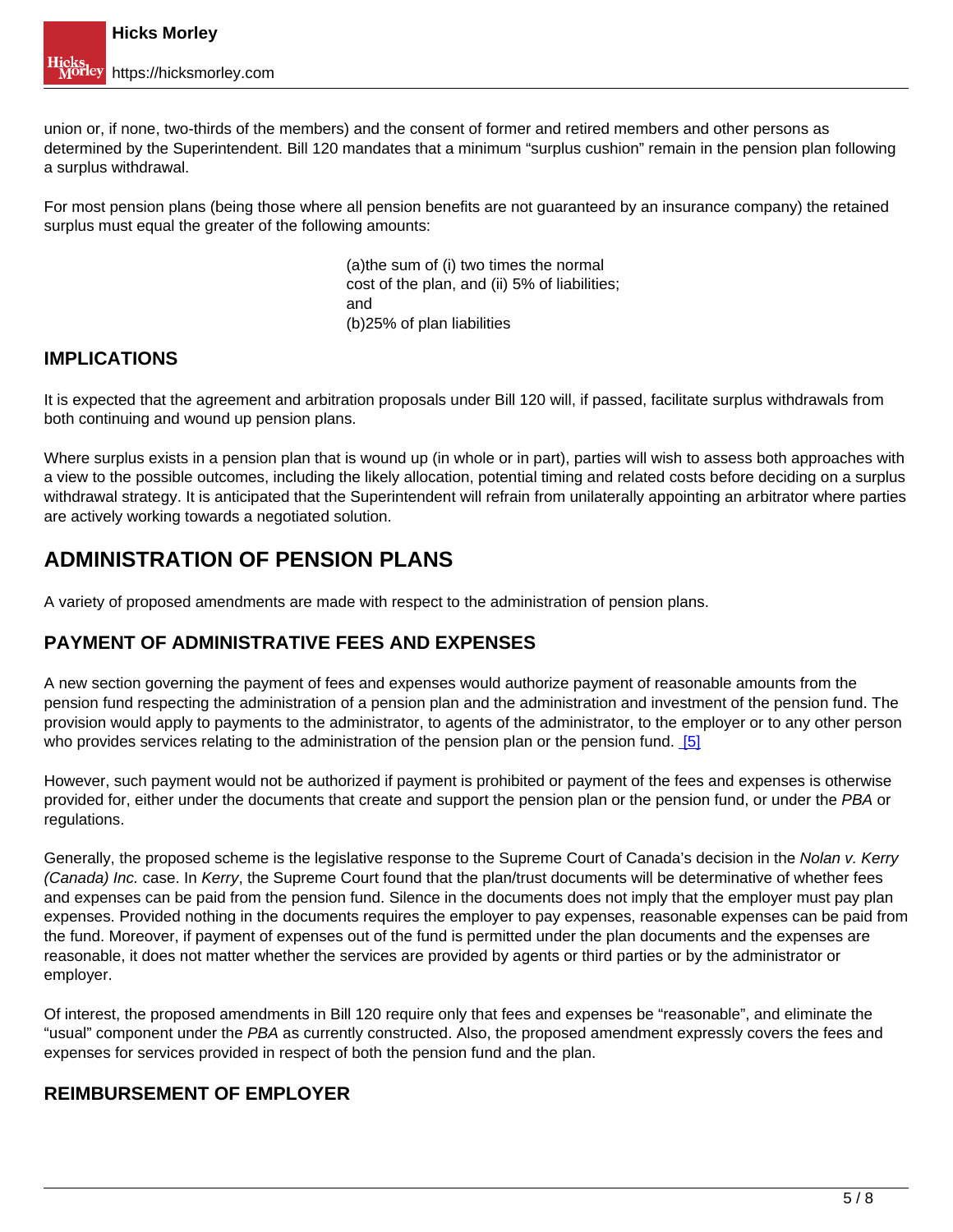union or, if none, two-thirds of the members) and the consent of former and retired members and other persons as determined by the Superintendent. Bill 120 mandates that a minimum “surplus cushion” remain in the pension plan following a surplus withdrawal.

For most pension plans (being those where all pension benefits are not guaranteed by an insurance company) the retained surplus must equal the greater of the following amounts:

> (a)the sum of (i) two times the normal cost of the plan, and (ii) 5% of liabilities; and
> (b)25% of plan liabilities

### IMPLICATIONS

It is expected that the agreement and arbitration proposals under Bill 120 will, if passed, facilitate surplus withdrawals from both continuing and wound up pension plans.

Where surplus exists in a pension plan that is wound up (in whole or in part), parties will wish to assess both approaches with a view to the possible outcomes, including the likely allocation, potential timing and related costs before deciding on a surplus withdrawal strategy. It is anticipated that the Superintendent will refrain from unilaterally appointing an arbitrator where parties are actively working towards a negotiated solution.

## ADMINISTRATION OF PENSION PLANS

A variety of proposed amendments are made with respect to the administration of pension plans.

### PAYMENT OF ADMINISTRATIVE FEES AND EXPENSES

A new section governing the payment of fees and expenses would authorize payment of reasonable amounts from the pension fund respecting the administration of a pension plan and the administration and investment of the pension fund. The provision would apply to payments to the administrator, to agents of the administrator, to the employer or to any other person who provides services relating to the administration of the pension plan or the pension fund. [5]

However, such payment would not be authorized if payment is prohibited or payment of the fees and expenses is otherwise provided for, either under the documents that create and support the pension plan or the pension fund, or under the *PBA* or regulations.

Generally, the proposed scheme is the legislative response to the Supreme Court of Canada’s decision in the *Nolan v. Kerry (Canada) Inc.* case. In *Kerry*, the Supreme Court found that the plan/trust documents will be determinative of whether fees and expenses can be paid from the pension fund. Silence in the documents does not imply that the employer must pay plan expenses. Provided nothing in the documents requires the employer to pay expenses, reasonable expenses can be paid from the fund. Moreover, if payment of expenses out of the fund is permitted under the plan documents and the expenses are reasonable, it does not matter whether the services are provided by agents or third parties or by the administrator or employer.

Of interest, the proposed amendments in Bill 120 require only that fees and expenses be “reasonable”, and eliminate the “usual” component under the *PBA* as currently constructed. Also, the proposed amendment expressly covers the fees and expenses for services provided in respect of both the pension fund and the plan.

### REIMBURSEMENT OF EMPLOYER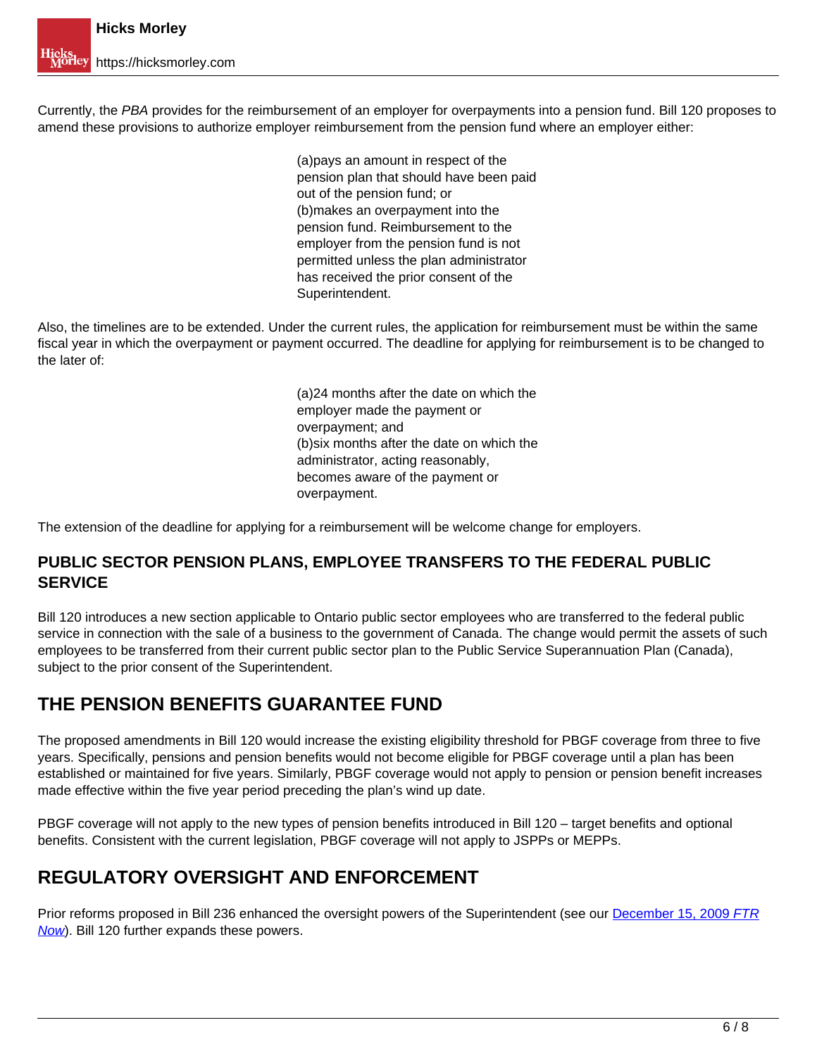Currently, the *PBA* provides for the reimbursement of an employer for overpayments into a pension fund. Bill 120 proposes to amend these provisions to authorize employer reimbursement from the pension fund where an employer either:

> (a)pays an amount in respect of the pension plan that should have been paid out of the pension fund; or
> (b)makes an overpayment into the pension fund. Reimbursement to the employer from the pension fund is not permitted unless the plan administrator has received the prior consent of the Superintendent.

Also, the timelines are to be extended. Under the current rules, the application for reimbursement must be within the same fiscal year in which the overpayment or payment occurred. The deadline for applying for reimbursement is to be changed to the later of:

> (a)24 months after the date on which the employer made the payment or overpayment; and
> (b)six months after the date on which the administrator, acting reasonably, becomes aware of the payment or overpayment.

The extension of the deadline for applying for a reimbursement will be welcome change for employers.

### PUBLIC SECTOR PENSION PLANS, EMPLOYEE TRANSFERS TO THE FEDERAL PUBLIC SERVICE

Bill 120 introduces a new section applicable to Ontario public sector employees who are transferred to the federal public service in connection with the sale of a business to the government of Canada. The change would permit the assets of such employees to be transferred from their current public sector plan to the Public Service Superannuation Plan (Canada), subject to the prior consent of the Superintendent.

## THE PENSION BENEFITS GUARANTEE FUND

The proposed amendments in Bill 120 would increase the existing eligibility threshold for PBGF coverage from three to five years. Specifically, pensions and pension benefits would not become eligible for PBGF coverage until a plan has been established or maintained for five years. Similarly, PBGF coverage would not apply to pension or pension benefit increases made effective within the five year period preceding the plan's wind up date.

PBGF coverage will not apply to the new types of pension benefits introduced in Bill 120 – target benefits and optional benefits. Consistent with the current legislation, PBGF coverage will not apply to JSPPs or MEPPs.

## REGULATORY OVERSIGHT AND ENFORCEMENT

Prior reforms proposed in Bill 236 enhanced the oversight powers of the Superintendent (see our December 15, 2009 *FTR Now*). Bill 120 further expands these powers.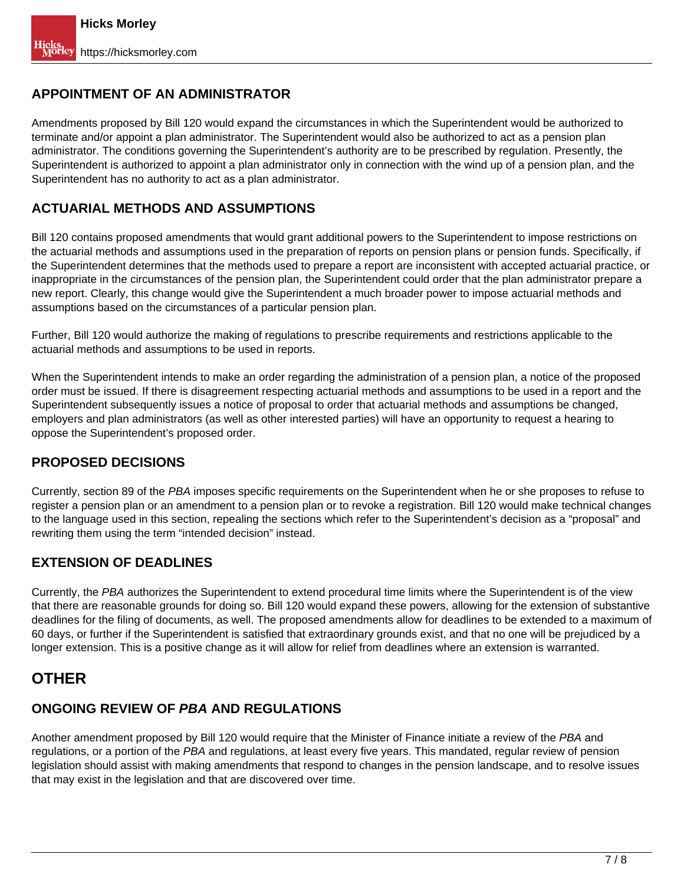### APPOINTMENT OF AN ADMINISTRATOR

Amendments proposed by Bill 120 would expand the circumstances in which the Superintendent would be authorized to terminate and/or appoint a plan administrator. The Superintendent would also be authorized to act as a pension plan administrator. The conditions governing the Superintendent's authority are to be prescribed by regulation. Presently, the Superintendent is authorized to appoint a plan administrator only in connection with the wind up of a pension plan, and the Superintendent has no authority to act as a plan administrator.

### ACTUARIAL METHODS AND ASSUMPTIONS

Bill 120 contains proposed amendments that would grant additional powers to the Superintendent to impose restrictions on the actuarial methods and assumptions used in the preparation of reports on pension plans or pension funds. Specifically, if the Superintendent determines that the methods used to prepare a report are inconsistent with accepted actuarial practice, or inappropriate in the circumstances of the pension plan, the Superintendent could order that the plan administrator prepare a new report. Clearly, this change would give the Superintendent a much broader power to impose actuarial methods and assumptions based on the circumstances of a particular pension plan.

Further, Bill 120 would authorize the making of regulations to prescribe requirements and restrictions applicable to the actuarial methods and assumptions to be used in reports.

When the Superintendent intends to make an order regarding the administration of a pension plan, a notice of the proposed order must be issued. If there is disagreement respecting actuarial methods and assumptions to be used in a report and the Superintendent subsequently issues a notice of proposal to order that actuarial methods and assumptions be changed, employers and plan administrators (as well as other interested parties) will have an opportunity to request a hearing to oppose the Superintendent's proposed order.

### PROPOSED DECISIONS

Currently, section 89 of the *PBA* imposes specific requirements on the Superintendent when he or she proposes to refuse to register a pension plan or an amendment to a pension plan or to revoke a registration. Bill 120 would make technical changes to the language used in this section, repealing the sections which refer to the Superintendent's decision as a "proposal" and rewriting them using the term "intended decision" instead.

### EXTENSION OF DEADLINES

Currently, the *PBA* authorizes the Superintendent to extend procedural time limits where the Superintendent is of the view that there are reasonable grounds for doing so. Bill 120 would expand these powers, allowing for the extension of substantive deadlines for the filing of documents, as well. The proposed amendments allow for deadlines to be extended to a maximum of 60 days, or further if the Superintendent is satisfied that extraordinary grounds exist, and that no one will be prejudiced by a longer extension. This is a positive change as it will allow for relief from deadlines where an extension is warranted.

## OTHER

### ONGOING REVIEW OF *PBA* AND REGULATIONS

Another amendment proposed by Bill 120 would require that the Minister of Finance initiate a review of the *PBA* and regulations, or a portion of the *PBA* and regulations, at least every five years. This mandated, regular review of pension legislation should assist with making amendments that respond to changes in the pension landscape, and to resolve issues that may exist in the legislation and that are discovered over time.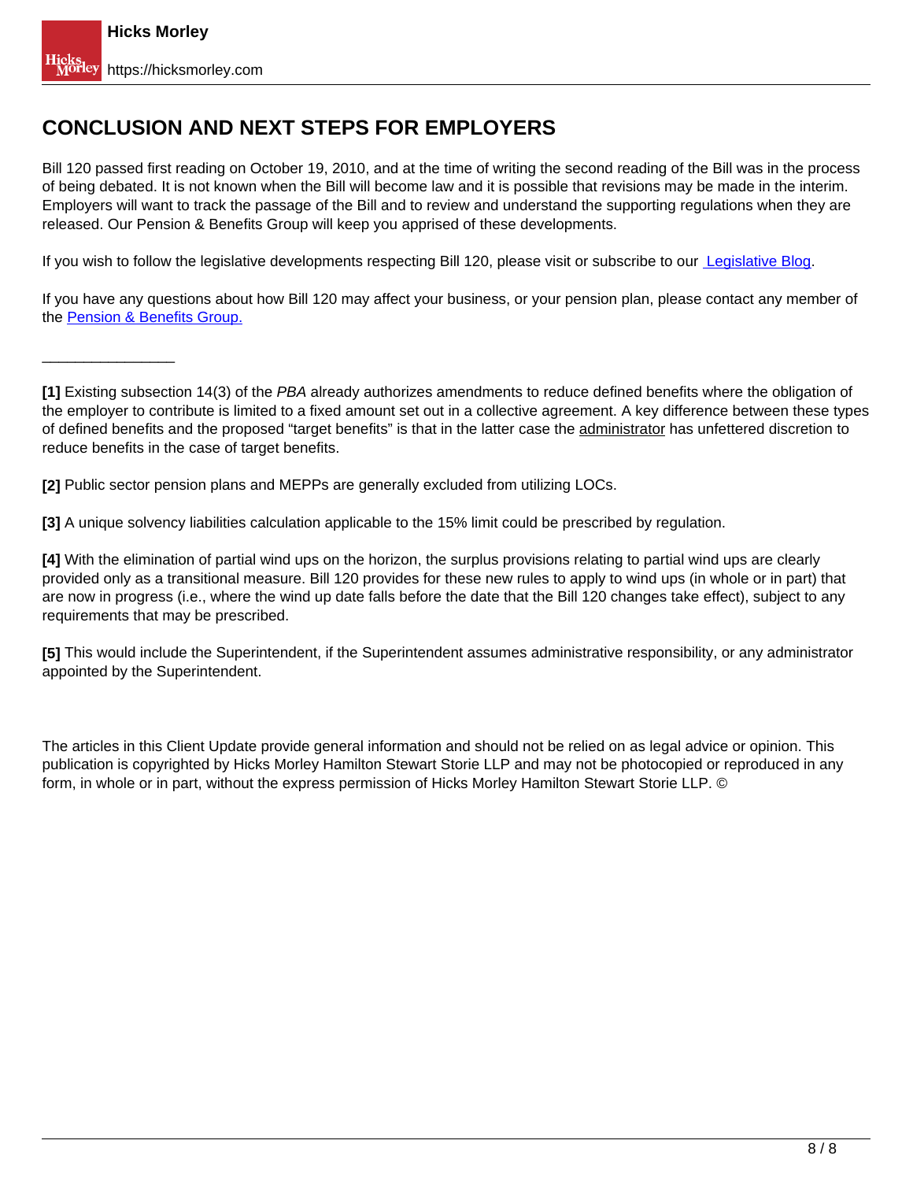## CONCLUSION AND NEXT STEPS FOR EMPLOYERS

Bill 120 passed first reading on October 19, 2010, and at the time of writing the second reading of the Bill was in the process of being debated. It is not known when the Bill will become law and it is possible that revisions may be made in the interim. Employers will want to track the passage of the Bill and to review and understand the supporting regulations when they are released. Our Pension & Benefits Group will keep you apprised of these developments.

If you wish to follow the legislative developments respecting Bill 120, please visit or subscribe to our Legislative Blog.

If you have any questions about how Bill 120 may affect your business, or your pension plan, please contact any member of the Pension & Benefits Group.

---

**[1]** Existing subsection 14(3) of the *PBA* already authorizes amendments to reduce defined benefits where the obligation of the employer to contribute is limited to a fixed amount set out in a collective agreement. A key difference between these types of defined benefits and the proposed "target benefits" is that in the latter case the administrator has unfettered discretion to reduce benefits in the case of target benefits.

**[2]** Public sector pension plans and MEPPs are generally excluded from utilizing LOCs.

**[3]** A unique solvency liabilities calculation applicable to the 15% limit could be prescribed by regulation.

**[4]** With the elimination of partial wind ups on the horizon, the surplus provisions relating to partial wind ups are clearly provided only as a transitional measure. Bill 120 provides for these new rules to apply to wind ups (in whole or in part) that are now in progress (i.e., where the wind up date falls before the date that the Bill 120 changes take effect), subject to any requirements that may be prescribed.

**[5]** This would include the Superintendent, if the Superintendent assumes administrative responsibility, or any administrator appointed by the Superintendent.

The articles in this Client Update provide general information and should not be relied on as legal advice or opinion. This publication is copyrighted by Hicks Morley Hamilton Stewart Storie LLP and may not be photocopied or reproduced in any form, in whole or in part, without the express permission of Hicks Morley Hamilton Stewart Storie LLP. ©